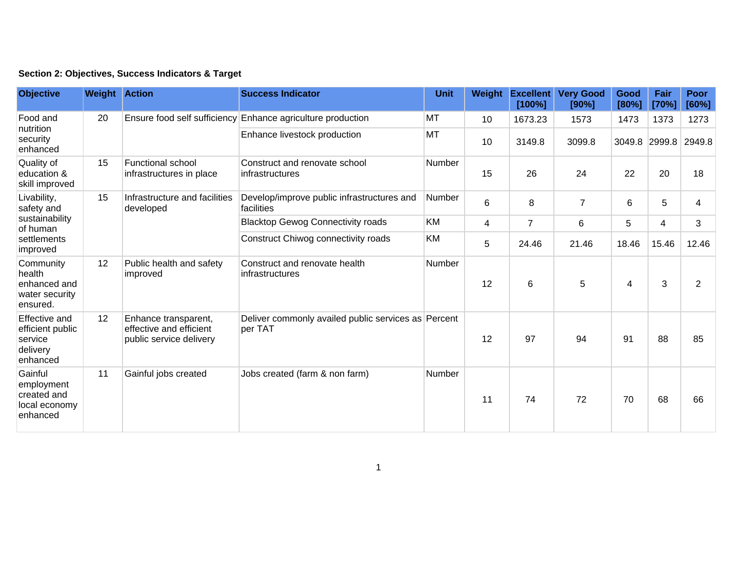**Section 2: Objectives, Success Indicators & Target**

| Objective | Weight | Action | Success Indicator | Unit | Weight | Excellent [100%] | Very Good [90%] | Good [80%] | Fair [70%] | Poor [60%] |
|---|---|---|---|---|---|---|---|---|---|---|
| Food and nutrition security enhanced | 20 | Ensure food self sufficiency | Enhance agriculture production | MT | 10 | 1673.23 | 1573 | 1473 | 1373 | 1273 |
| | | | Enhance livestock production | MT | 10 | 3149.8 | 3099.8 | 3049.8 | 2999.8 | 2949.8 |
| Quality of education & skill improved | 15 | Functional school infrastructures in place | Construct and renovate school infrastructures | Number | 15 | 26 | 24 | 22 | 20 | 18 |
| Livability, safety and sustainability of human settlements improved | 15 | Infrastructure and facilities developed | Develop/improve public infrastructures and facilities | Number | 6 | 8 | 7 | 6 | 5 | 4 |
| | | | Blacktop Gewog Connectivity roads | KM | 4 | 7 | 6 | 5 | 4 | 3 |
| | | | Construct Chiwog connectivity roads | KM | 5 | 24.46 | 21.46 | 18.46 | 15.46 | 12.46 |
| Community health enhanced and water security ensured. | 12 | Public health and safety improved | Construct and renovate health infrastructures | Number | 12 | 6 | 5 | 4 | 3 | 2 |
| Effective and efficient public service delivery enhanced | 12 | Enhance transparent, effective and efficient public service delivery | Deliver commonly availed public services as per TAT | Percent | 12 | 97 | 94 | 91 | 88 | 85 |
| Gainful employment created and local economy enhanced | 11 | Gainful jobs created | Jobs created (farm & non farm) | Number | 11 | 74 | 72 | 70 | 68 | 66 |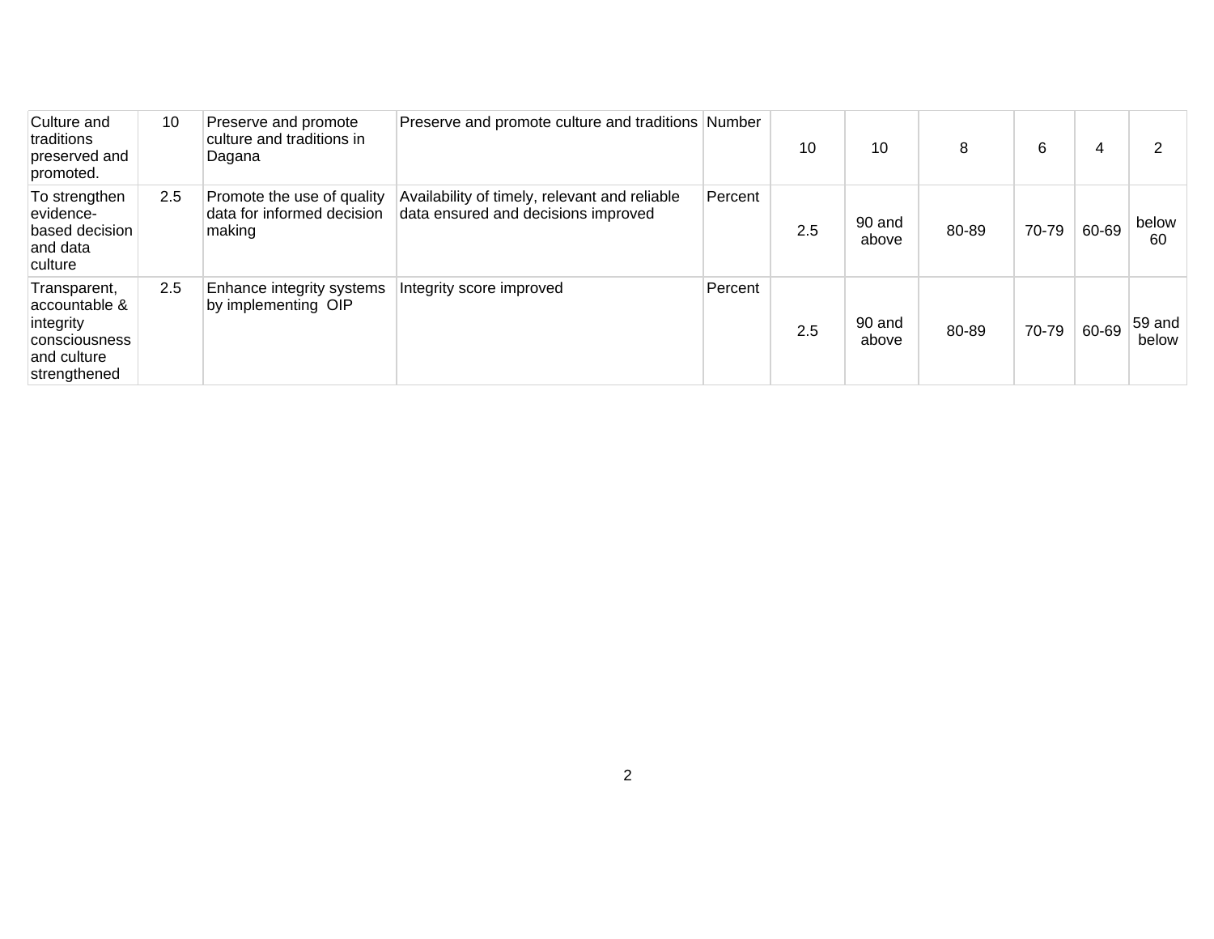| | | | | | | | | | | |
|---|---|---|---|---|---|---|---|---|---|---|
| Culture and traditions preserved and promoted. | 10 | Preserve and promote culture and traditions in Dagana | Preserve and promote culture and traditions | Number | 10 | 10 | 8 | 6 | 4 | 2 |
| To strengthen evidence-based decision and data culture | 2.5 | Promote the use of quality data for informed decision making | Availability of timely, relevant and reliable data ensured and decisions improved | Percent | 2.5 | 90 and above | 80-89 | 70-79 | 60-69 | below 60 |
| Transparent, accountable & integrity consciousness and culture strengthened | 2.5 | Enhance integrity systems by implementing OIP | Integrity score improved | Percent | 2.5 | 90 and above | 80-89 | 70-79 | 60-69 | 59 and below |